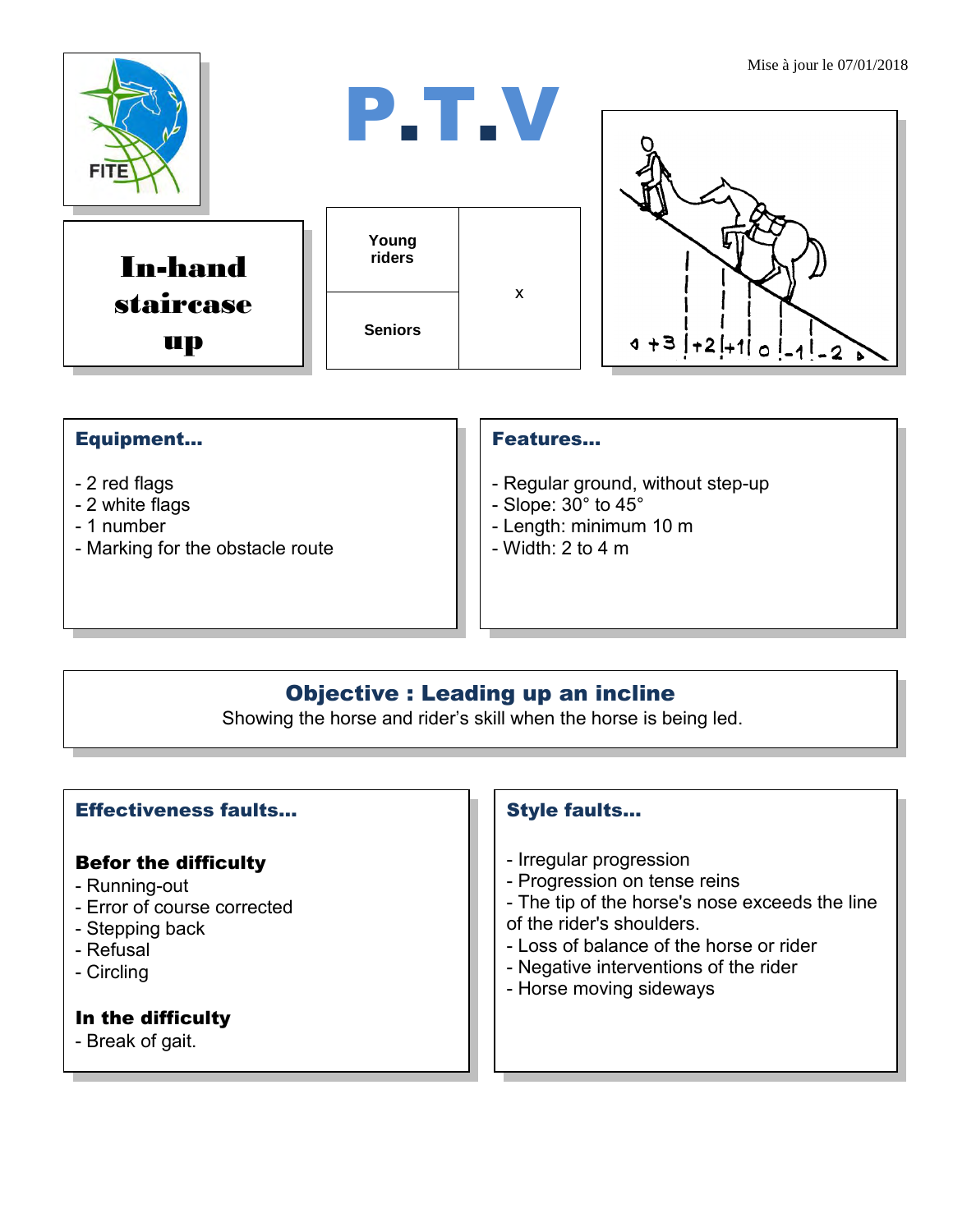Mise à jour le 07/01/2018

# P.T.V

## In-hand staircase up

| Young riders | x |
|---|---|
| Seniors | |

### Equipment...

- 2 red flags
- 2 white flags
- 1 number
- Marking for the obstacle route

### Features...

- Regular ground, without step-up
- Slope: 30° to 45°
- Length: minimum 10 m
- Width: 2 to 4 m

### Objective : Leading up an incline

Showing the horse and rider's skill when the horse is being led.

### Effectiveness faults...

**Befor the difficulty**

- Running-out
- Error of course corrected
- Stepping back
- Refusal
- Circling

**In the difficulty**

- Break of gait.

### Style faults...

- Irregular progression
- Progression on tense reins
- The tip of the horse's nose exceeds the line of the rider's shoulders.
- Loss of balance of the horse or rider
- Negative interventions of the rider
- Horse moving sideways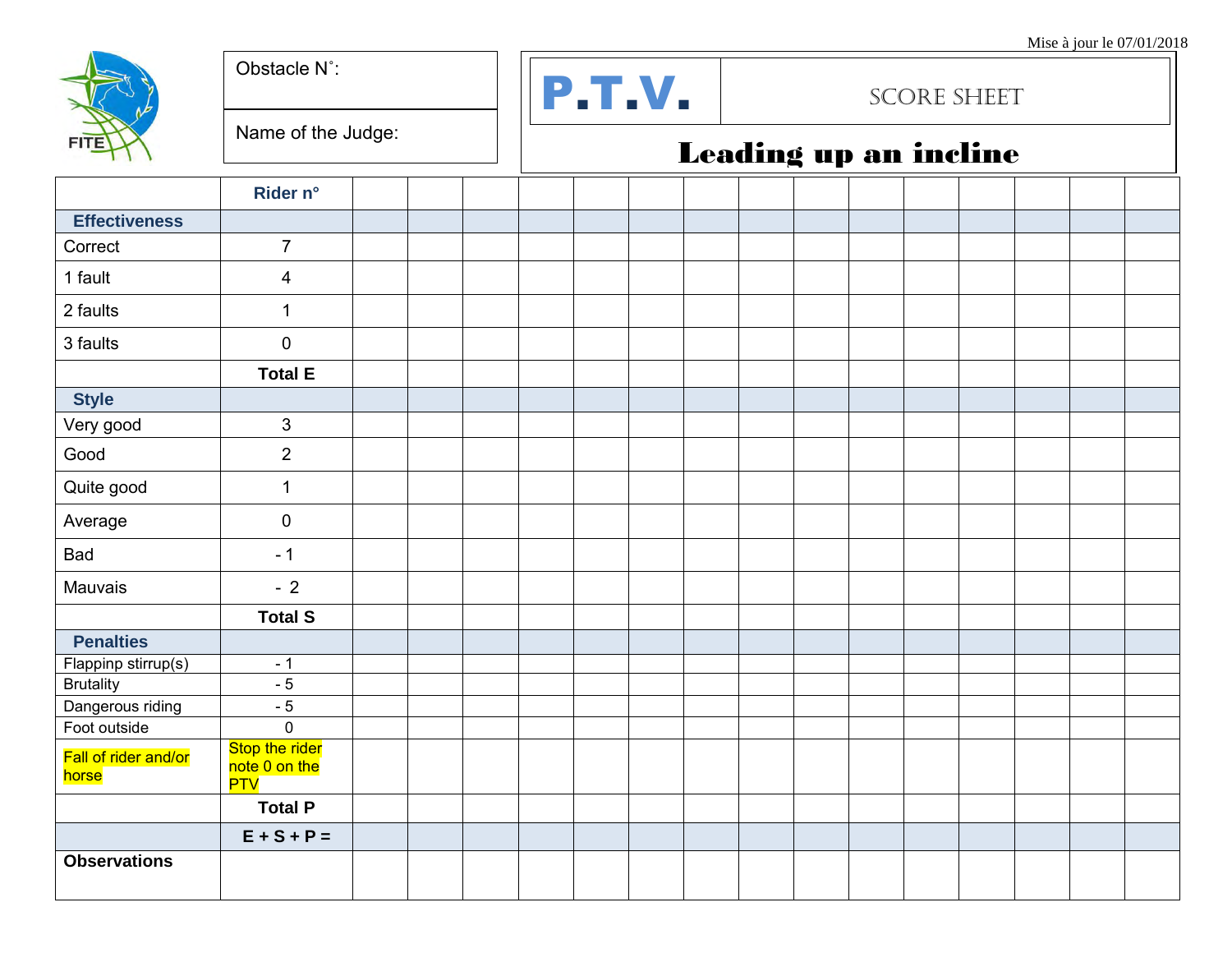Mise à jour le 07/01/2018

FITE

Obstacle N°:

Name of the Judge:

# P.T.V.

SCORE SHEET

## Leading up an incline

| | Rider n° | | | | | | | | | | | | | | | |
|---|---|---|---|---|---|---|---|---|---|---|---|---|---|---|---|---|
| **Effectiveness** | | | | | | | | | | | | | | | | |
| Correct | 7 | | | | | | | | | | | | | | | |
| 1 fault | 4 | | | | | | | | | | | | | | | |
| 2 faults | 1 | | | | | | | | | | | | | | | |
| 3 faults | 0 | | | | | | | | | | | | | | | |
| | **Total E** | | | | | | | | | | | | | | | |
| **Style** | | | | | | | | | | | | | | | | |
| Very good | 3 | | | | | | | | | | | | | | | |
| Good | 2 | | | | | | | | | | | | | | | |
| Quite good | 1 | | | | | | | | | | | | | | | |
| Average | 0 | | | | | | | | | | | | | | | |
| Bad | - 1 | | | | | | | | | | | | | | | |
| Mauvais | - 2 | | | | | | | | | | | | | | | |
| | **Total S** | | | | | | | | | | | | | | | |
| **Penalties** | | | | | | | | | | | | | | | | |
| Flappinp stirrup(s) | - 1 | | | | | | | | | | | | | | | |
| Brutality | - 5 | | | | | | | | | | | | | | | |
| Dangerous riding | - 5 | | | | | | | | | | | | | | | |
| Foot outside | 0 | | | | | | | | | | | | | | | |
| Fall of rider and/or horse | Stop the rider note 0 on the PTV | | | | | | | | | | | | | | | |
| | **Total P** | | | | | | | | | | | | | | | |
| | **E + S + P =** | | | | | | | | | | | | | | | |
| **Observations** | | | | | | | | | | | | | | | | |